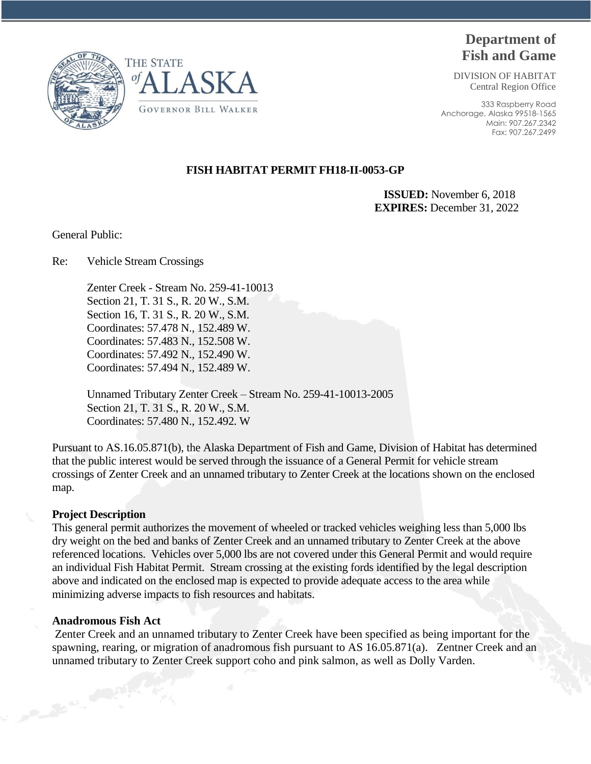THE STATE of ALASKA

GOVERNOR BILL WALKER

# Department of Fish and Game

DIVISION OF HABITAT
Central Region Office

333 Raspberry Road
Anchorage, Alaska 99518-1565
Main: 907.267.2342
Fax: 907.267.2499

**FISH HABITAT PERMIT FH18-II-0053-GP**

**ISSUED:** November 6, 2018
**EXPIRES:** December 31, 2022

General Public:

Re: Vehicle Stream Crossings

Zenter Creek - Stream No. 259-41-10013
Section 21, T. 31 S., R. 20 W., S.M.
Section 16, T. 31 S., R. 20 W., S.M.
Coordinates: 57.478 N., 152.489 W.
Coordinates: 57.483 N., 152.508 W.
Coordinates: 57.492 N., 152.490 W.
Coordinates: 57.494 N., 152.489 W.

Unnamed Tributary Zenter Creek – Stream No. 259-41-10013-2005
Section 21, T. 31 S., R. 20 W., S.M.
Coordinates: 57.480 N., 152.492. W

Pursuant to AS.16.05.871(b), the Alaska Department of Fish and Game, Division of Habitat has determined that the public interest would be served through the issuance of a General Permit for vehicle stream crossings of Zenter Creek and an unnamed tributary to Zenter Creek at the locations shown on the enclosed map.

**Project Description**

This general permit authorizes the movement of wheeled or tracked vehicles weighing less than 5,000 lbs dry weight on the bed and banks of Zenter Creek and an unnamed tributary to Zenter Creek at the above referenced locations. Vehicles over 5,000 lbs are not covered under this General Permit and would require an individual Fish Habitat Permit. Stream crossing at the existing fords identified by the legal description above and indicated on the enclosed map is expected to provide adequate access to the area while minimizing adverse impacts to fish resources and habitats.

**Anadromous Fish Act**

Zenter Creek and an unnamed tributary to Zenter Creek have been specified as being important for the spawning, rearing, or migration of anadromous fish pursuant to AS 16.05.871(a). Zentner Creek and an unnamed tributary to Zenter Creek support coho and pink salmon, as well as Dolly Varden.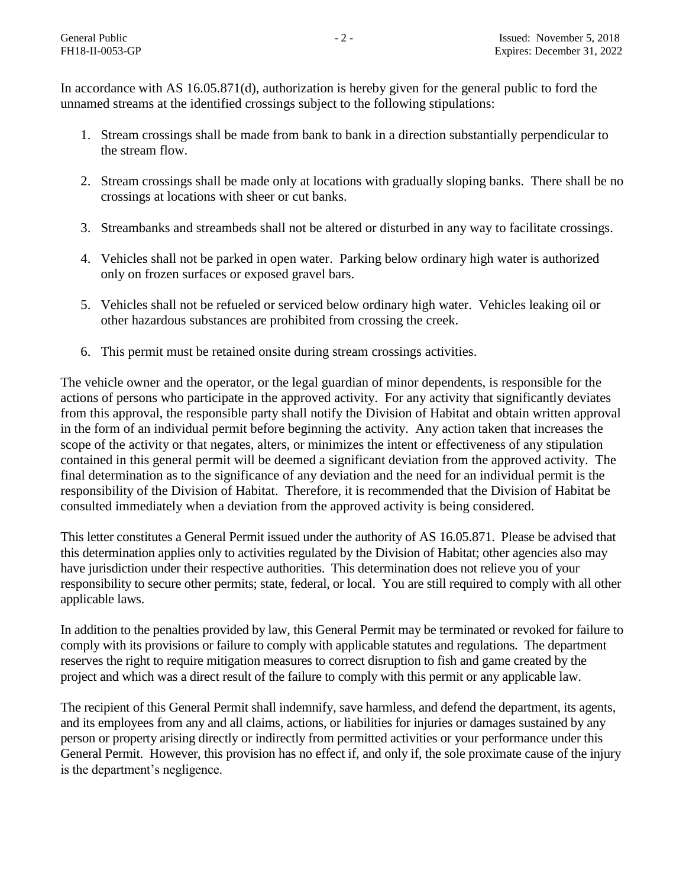In accordance with AS 16.05.871(d), authorization is hereby given for the general public to ford the unnamed streams at the identified crossings subject to the following stipulations:

1. Stream crossings shall be made from bank to bank in a direction substantially perpendicular to the stream flow.
2. Stream crossings shall be made only at locations with gradually sloping banks. There shall be no crossings at locations with sheer or cut banks.
3. Streambanks and streambeds shall not be altered or disturbed in any way to facilitate crossings.
4. Vehicles shall not be parked in open water. Parking below ordinary high water is authorized only on frozen surfaces or exposed gravel bars.
5. Vehicles shall not be refueled or serviced below ordinary high water. Vehicles leaking oil or other hazardous substances are prohibited from crossing the creek.
6. This permit must be retained onsite during stream crossings activities.

The vehicle owner and the operator, or the legal guardian of minor dependents, is responsible for the actions of persons who participate in the approved activity. For any activity that significantly deviates from this approval, the responsible party shall notify the Division of Habitat and obtain written approval in the form of an individual permit before beginning the activity. Any action taken that increases the scope of the activity or that negates, alters, or minimizes the intent or effectiveness of any stipulation contained in this general permit will be deemed a significant deviation from the approved activity. The final determination as to the significance of any deviation and the need for an individual permit is the responsibility of the Division of Habitat. Therefore, it is recommended that the Division of Habitat be consulted immediately when a deviation from the approved activity is being considered.

This letter constitutes a General Permit issued under the authority of AS 16.05.871. Please be advised that this determination applies only to activities regulated by the Division of Habitat; other agencies also may have jurisdiction under their respective authorities. This determination does not relieve you of your responsibility to secure other permits; state, federal, or local. You are still required to comply with all other applicable laws.

In addition to the penalties provided by law, this General Permit may be terminated or revoked for failure to comply with its provisions or failure to comply with applicable statutes and regulations. The department reserves the right to require mitigation measures to correct disruption to fish and game created by the project and which was a direct result of the failure to comply with this permit or any applicable law.

The recipient of this General Permit shall indemnify, save harmless, and defend the department, its agents, and its employees from any and all claims, actions, or liabilities for injuries or damages sustained by any person or property arising directly or indirectly from permitted activities or your performance under this General Permit. However, this provision has no effect if, and only if, the sole proximate cause of the injury is the department's negligence.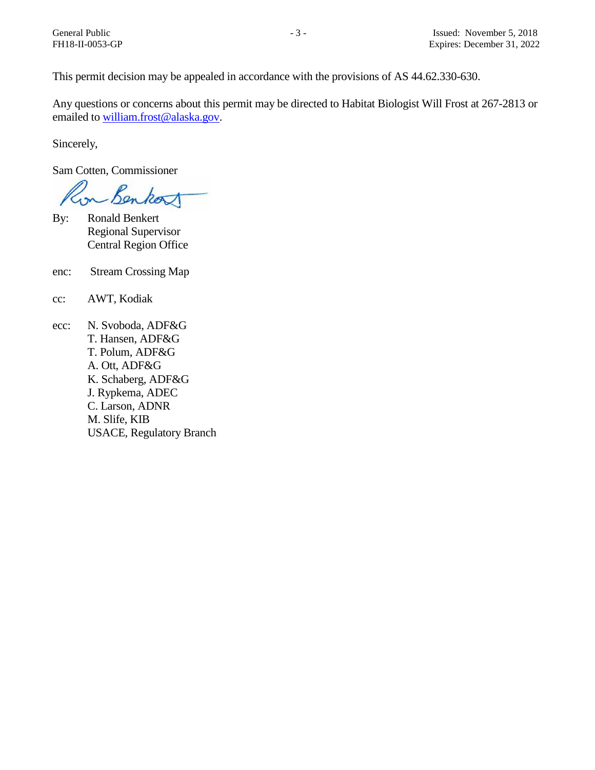This permit decision may be appealed in accordance with the provisions of AS 44.62.330-630.

Any questions or concerns about this permit may be directed to Habitat Biologist Will Frost at 267-2813 or emailed to william.frost@alaska.gov.

Sincerely,

Sam Cotten, Commissioner

By: Ronald Benkert
Regional Supervisor
Central Region Office

enc: Stream Crossing Map

cc: AWT, Kodiak

ecc: N. Svoboda, ADF&G
T. Hansen, ADF&G
T. Polum, ADF&G
A. Ott, ADF&G
K. Schaberg, ADF&G
J. Rypkema, ADEC
C. Larson, ADNR
M. Slife, KIB
USACE, Regulatory Branch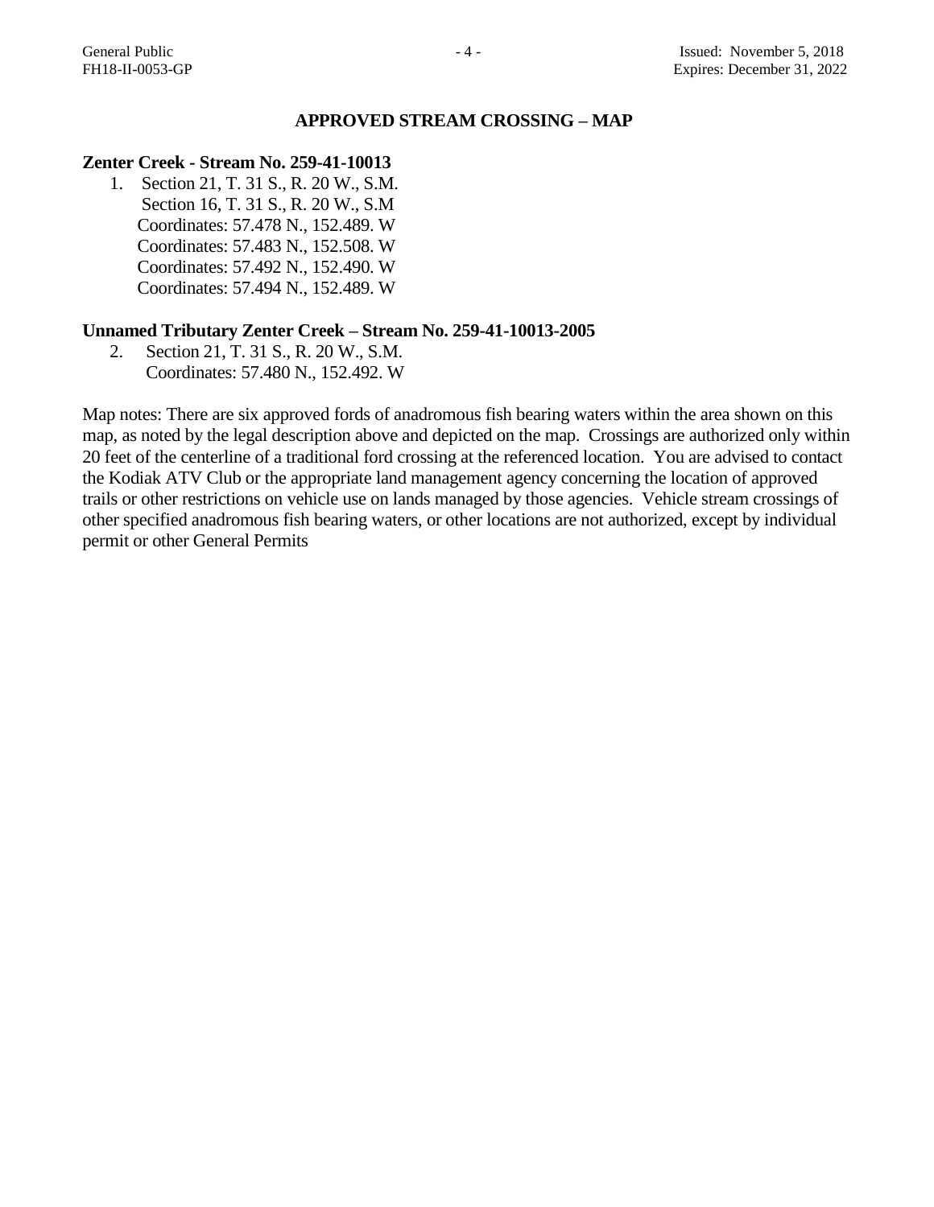## APPROVED STREAM CROSSING – MAP

**Zenter Creek - Stream No. 259-41-10013**

1. Section 21, T. 31 S., R. 20 W., S.M.
   Section 16, T. 31 S., R. 20 W., S.M
   Coordinates: 57.478 N., 152.489. W
   Coordinates: 57.483 N., 152.508. W
   Coordinates: 57.492 N., 152.490. W
   Coordinates: 57.494 N., 152.489. W

**Unnamed Tributary Zenter Creek – Stream No. 259-41-10013-2005**

2. Section 21, T. 31 S., R. 20 W., S.M.
   Coordinates: 57.480 N., 152.492. W

Map notes: There are six approved fords of anadromous fish bearing waters within the area shown on this map, as noted by the legal description above and depicted on the map. Crossings are authorized only within 20 feet of the centerline of a traditional ford crossing at the referenced location. You are advised to contact the Kodiak ATV Club or the appropriate land management agency concerning the location of approved trails or other restrictions on vehicle use on lands managed by those agencies. Vehicle stream crossings of other specified anadromous fish bearing waters, or other locations are not authorized, except by individual permit or other General Permits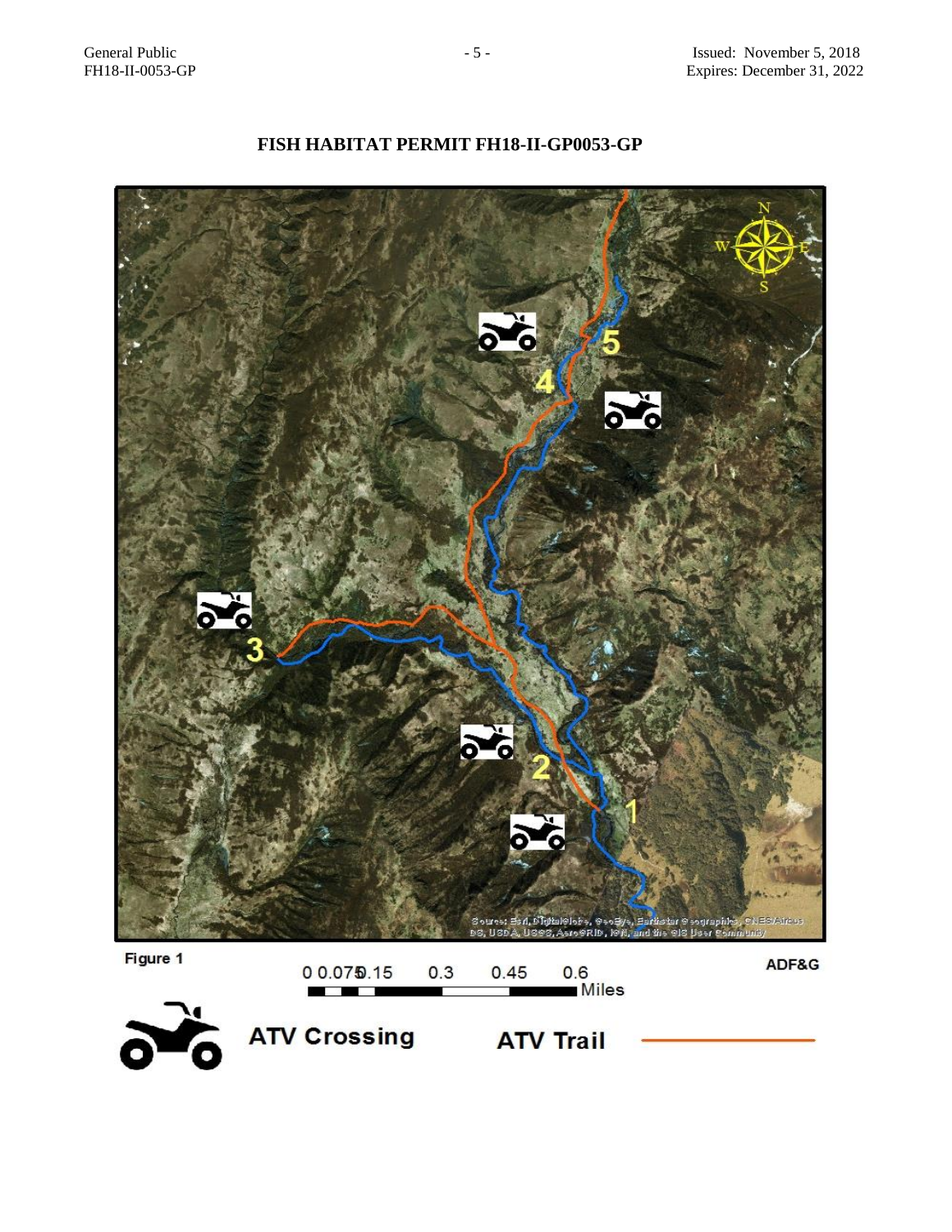# FISH HABITAT PERMIT FH18-II-GP0053-GP

N
W
E
S

5
4
3
2
1

Source: Esri, DigitalGlobe, GeoEye, Earthstar Geographics, CNES/Airbus DS, USDA, USGS, AeroGRID, IGN, and the GIS User Community

Figure 1

0 0.075 0.15 0.3 0.45 0.6
Miles

ADF&G

ATV Crossing

ATV Trail